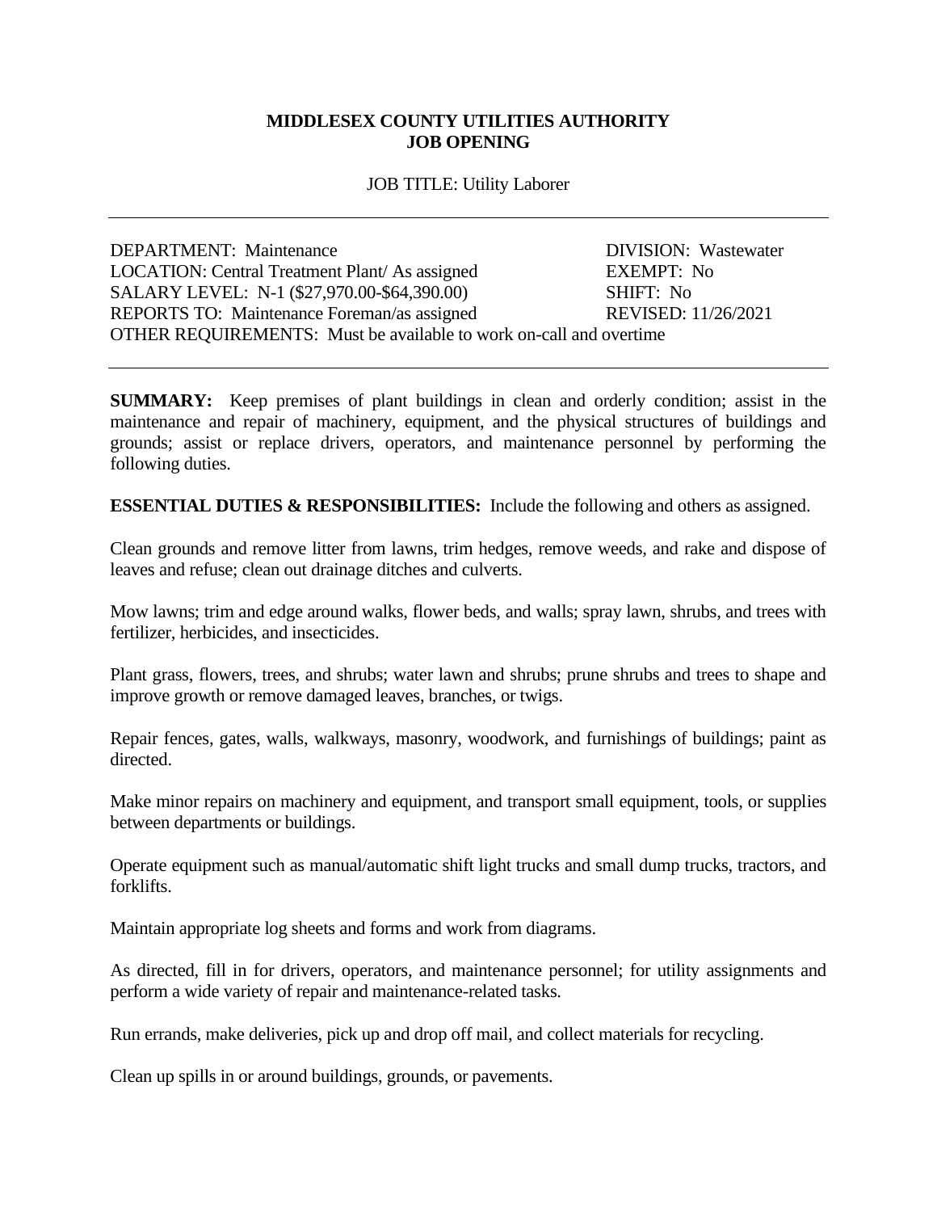# MIDDLESEX COUNTY UTILITIES AUTHORITY
# JOB OPENING

JOB TITLE: Utility Laborer

---

DEPARTMENT: Maintenance
DIVISION: Wastewater
LOCATION: Central Treatment Plant/ As assigned
EXEMPT: No
SALARY LEVEL: N-1 ($27,970.00-$64,390.00)
SHIFT: No
REPORTS TO: Maintenance Foreman/as assigned
REVISED: 11/26/2021
OTHER REQUIREMENTS: Must be available to work on-call and overtime

---

**SUMMARY:** Keep premises of plant buildings in clean and orderly condition; assist in the maintenance and repair of machinery, equipment, and the physical structures of buildings and grounds; assist or replace drivers, operators, and maintenance personnel by performing the following duties.

**ESSENTIAL DUTIES & RESPONSIBILITIES:** Include the following and others as assigned.

Clean grounds and remove litter from lawns, trim hedges, remove weeds, and rake and dispose of leaves and refuse; clean out drainage ditches and culverts.

Mow lawns; trim and edge around walks, flower beds, and walls; spray lawn, shrubs, and trees with fertilizer, herbicides, and insecticides.

Plant grass, flowers, trees, and shrubs; water lawn and shrubs; prune shrubs and trees to shape and improve growth or remove damaged leaves, branches, or twigs.

Repair fences, gates, walls, walkways, masonry, woodwork, and furnishings of buildings; paint as directed.

Make minor repairs on machinery and equipment, and transport small equipment, tools, or supplies between departments or buildings.

Operate equipment such as manual/automatic shift light trucks and small dump trucks, tractors, and forklifts.

Maintain appropriate log sheets and forms and work from diagrams.

As directed, fill in for drivers, operators, and maintenance personnel; for utility assignments and perform a wide variety of repair and maintenance-related tasks.

Run errands, make deliveries, pick up and drop off mail, and collect materials for recycling.

Clean up spills in or around buildings, grounds, or pavements.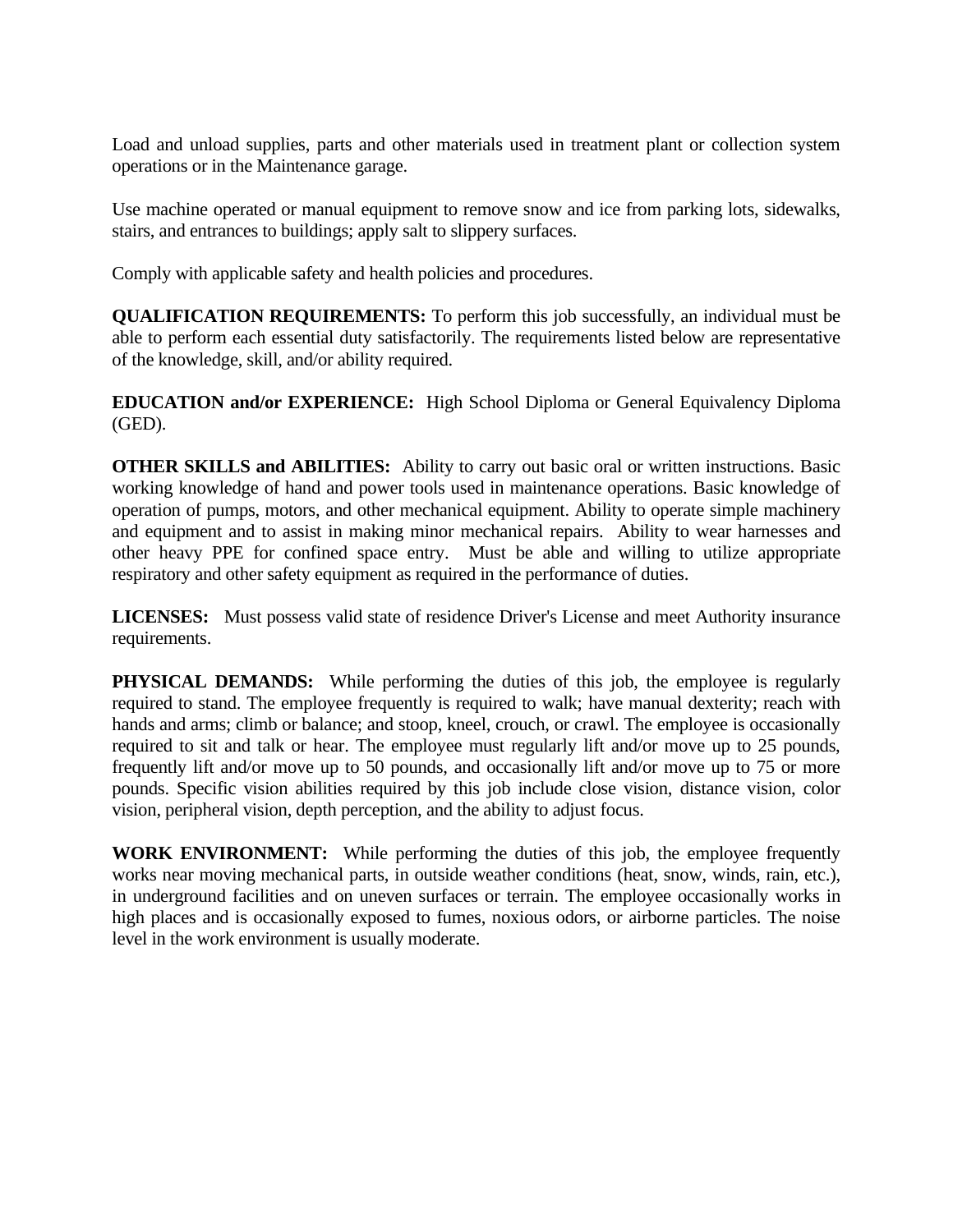Load and unload supplies, parts and other materials used in treatment plant or collection system operations or in the Maintenance garage.

Use machine operated or manual equipment to remove snow and ice from parking lots, sidewalks, stairs, and entrances to buildings; apply salt to slippery surfaces.

Comply with applicable safety and health policies and procedures.

**QUALIFICATION REQUIREMENTS:** To perform this job successfully, an individual must be able to perform each essential duty satisfactorily. The requirements listed below are representative of the knowledge, skill, and/or ability required.

**EDUCATION and/or EXPERIENCE:** High School Diploma or General Equivalency Diploma (GED).

**OTHER SKILLS and ABILITIES:** Ability to carry out basic oral or written instructions. Basic working knowledge of hand and power tools used in maintenance operations. Basic knowledge of operation of pumps, motors, and other mechanical equipment. Ability to operate simple machinery and equipment and to assist in making minor mechanical repairs. Ability to wear harnesses and other heavy PPE for confined space entry. Must be able and willing to utilize appropriate respiratory and other safety equipment as required in the performance of duties.

**LICENSES:** Must possess valid state of residence Driver's License and meet Authority insurance requirements.

**PHYSICAL DEMANDS:** While performing the duties of this job, the employee is regularly required to stand. The employee frequently is required to walk; have manual dexterity; reach with hands and arms; climb or balance; and stoop, kneel, crouch, or crawl. The employee is occasionally required to sit and talk or hear. The employee must regularly lift and/or move up to 25 pounds, frequently lift and/or move up to 50 pounds, and occasionally lift and/or move up to 75 or more pounds. Specific vision abilities required by this job include close vision, distance vision, color vision, peripheral vision, depth perception, and the ability to adjust focus.

**WORK ENVIRONMENT:** While performing the duties of this job, the employee frequently works near moving mechanical parts, in outside weather conditions (heat, snow, winds, rain, etc.), in underground facilities and on uneven surfaces or terrain. The employee occasionally works in high places and is occasionally exposed to fumes, noxious odors, or airborne particles. The noise level in the work environment is usually moderate.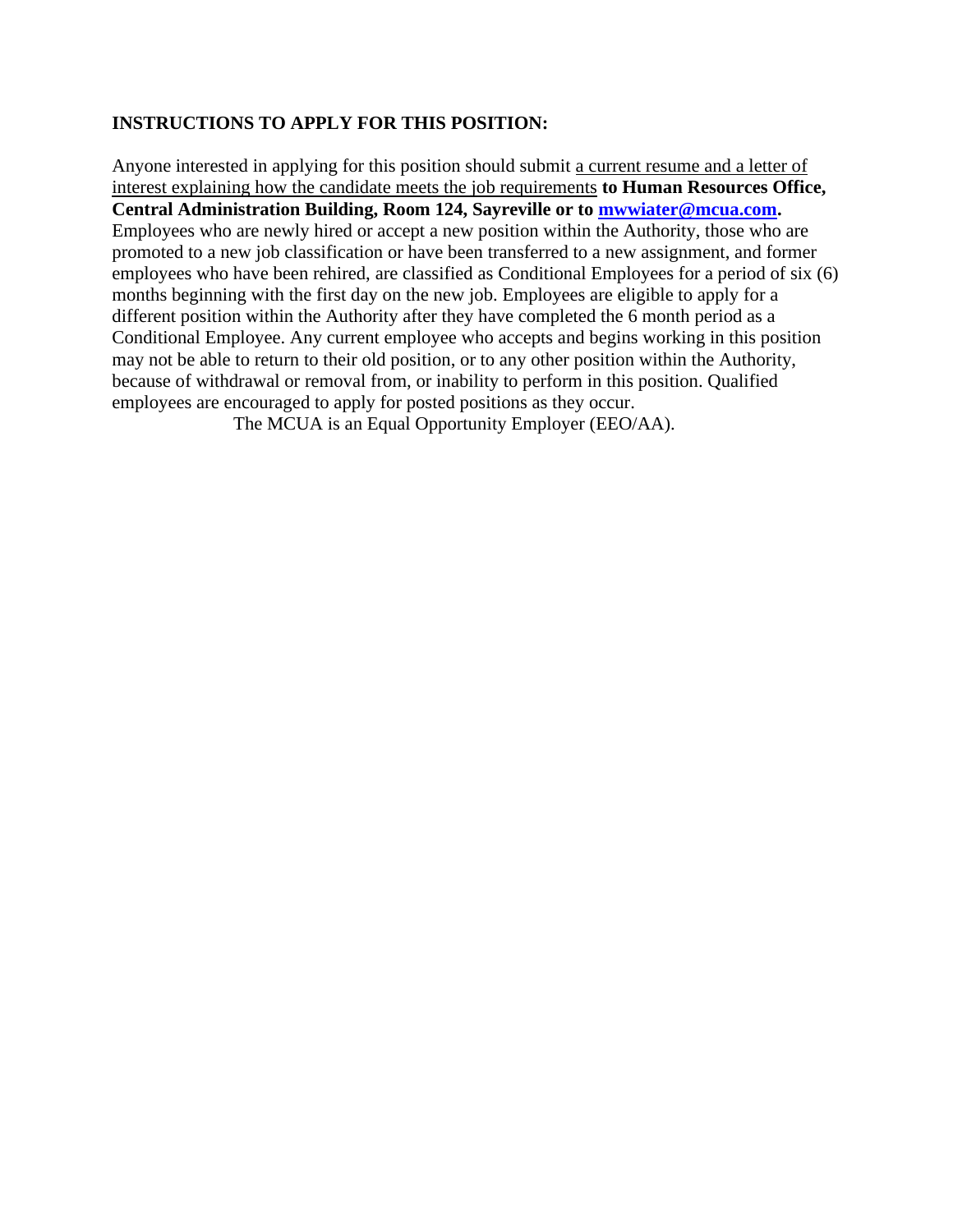**INSTRUCTIONS TO APPLY FOR THIS POSITION:**

Anyone interested in applying for this position should submit a current resume and a letter of interest explaining how the candidate meets the job requirements **to Human Resources Office, Central Administration Building, Room 124, Sayreville or to [mwwiater@mcua.com](mailto:mwwiater@mcua.com).** Employees who are newly hired or accept a new position within the Authority, those who are promoted to a new job classification or have been transferred to a new assignment, and former employees who have been rehired, are classified as Conditional Employees for a period of six (6) months beginning with the first day on the new job. Employees are eligible to apply for a different position within the Authority after they have completed the 6 month period as a Conditional Employee. Any current employee who accepts and begins working in this position may not be able to return to their old position, or to any other position within the Authority, because of withdrawal or removal from, or inability to perform in this position. Qualified employees are encouraged to apply for posted positions as they occur.

The MCUA is an Equal Opportunity Employer (EEO/AA).